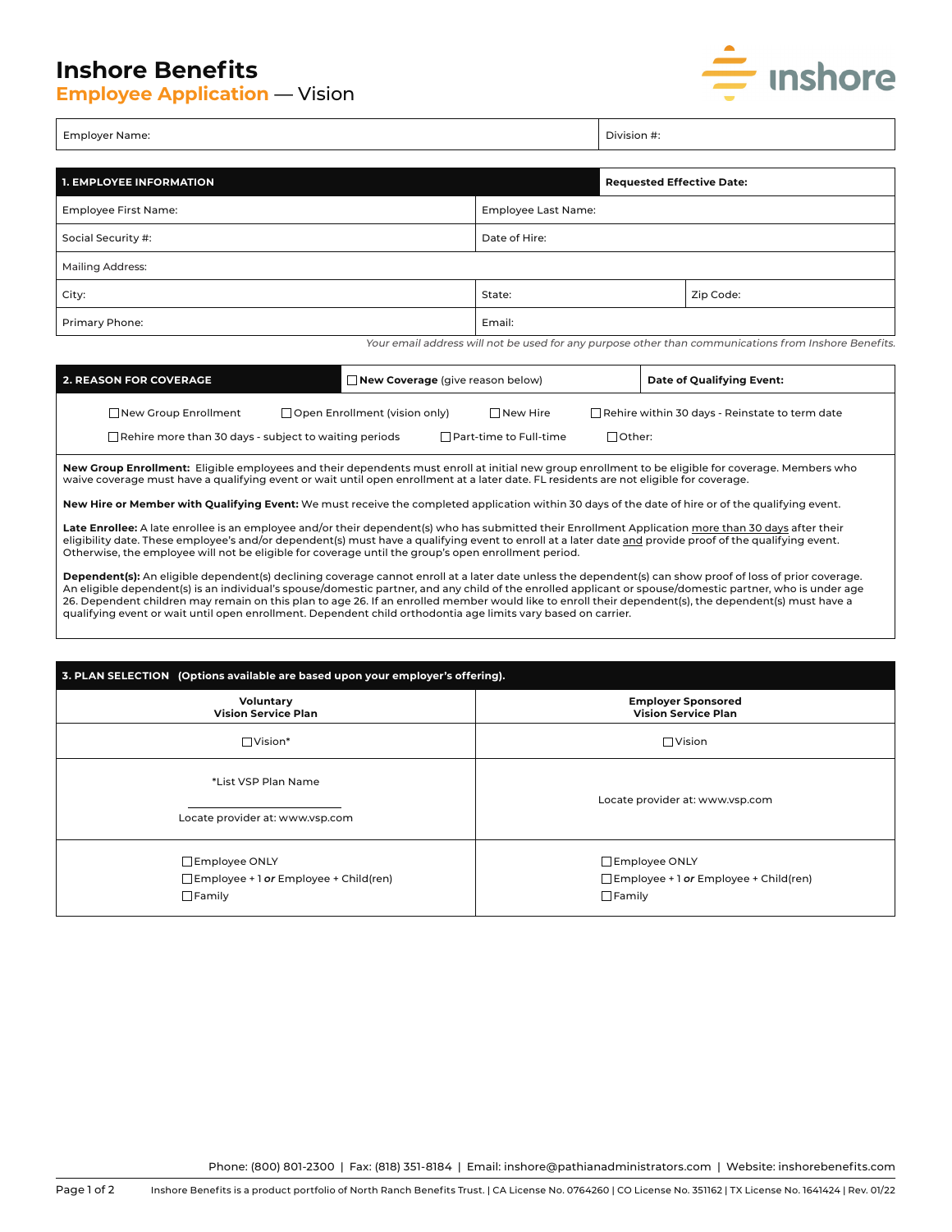# Inshore Benefits
## Employee Application — Vision

| Employer Name: | Division #: |
|---|---|

| 1. EMPLOYEE INFORMATION | | Requested Effective Date: |
|---|---|---|
| Employee First Name: | Employee Last Name: | |
| Social Security #: | Date of Hire: | |
| Mailing Address: | | |
| City: | State: | Zip Code: |
| Primary Phone: | Email: | |

*Your email address will not be used for any purpose other than communications from Inshore Benefits.*

| 2. REASON FOR COVERAGE | ☐ **New Coverage** (give reason below) | **Date of Qualifying Event:** |
|---|---|---|

☐ New Group Enrollment ☐ Open Enrollment (vision only) ☐ New Hire ☐ Rehire within 30 days - Reinstate to term date

☐ Rehire more than 30 days - subject to waiting periods ☐ Part-time to Full-time ☐ Other:

**New Group Enrollment:** Eligible employees and their dependents must enroll at initial new group enrollment to be eligible for coverage. Members who waive coverage must have a qualifying event or wait until open enrollment at a later date. FL residents are not eligible for coverage.

**New Hire or Member with Qualifying Event:** We must receive the completed application within 30 days of the date of hire or of the qualifying event.

**Late Enrollee:** A late enrollee is an employee and/or their dependent(s) who has submitted their Enrollment Application more than 30 days after their eligibility date. These employee's and/or dependent(s) must have a qualifying event to enroll at a later date and provide proof of the qualifying event. Otherwise, the employee will not be eligible for coverage until the group's open enrollment period.

**Dependent(s):** An eligible dependent(s) declining coverage cannot enroll at a later date unless the dependent(s) can show proof of loss of prior coverage. An eligible dependent(s) is an individual's spouse/domestic partner, and any child of the enrolled applicant or spouse/domestic partner, who is under age 26. Dependent children may remain on this plan to age 26. If an enrolled member would like to enroll their dependent(s), the dependent(s) must have a qualifying event or wait until open enrollment. Dependent child orthodontia age limits vary based on carrier.

| 3. PLAN SELECTION (Options available are based upon your employer's offering). | |
|---|---|
| **Voluntary Vision Service Plan** | **Employer Sponsored Vision Service Plan** |
| ☐ Vision* | ☐ Vision |
| *List VSP Plan Name ____________<br>Locate provider at: www.vsp.com | Locate provider at: www.vsp.com |
| ☐ Employee ONLY<br>☐ Employee + 1 ***or*** Employee + Child(ren)<br>☐ Family | ☐ Employee ONLY<br>☐ Employee + 1 ***or*** Employee + Child(ren)<br>☐ Family |

Phone: (800) 801-2300 | Fax: (818) 351-8184 | Email: inshore@pathianadministrators.com | Website: inshorebenefits.com

Inshore Benefits is a product portfolio of North Ranch Benefits Trust. | CA License No. 0764260 | CO License No. 351162 | TX License No. 1641424 | Rev. 01/22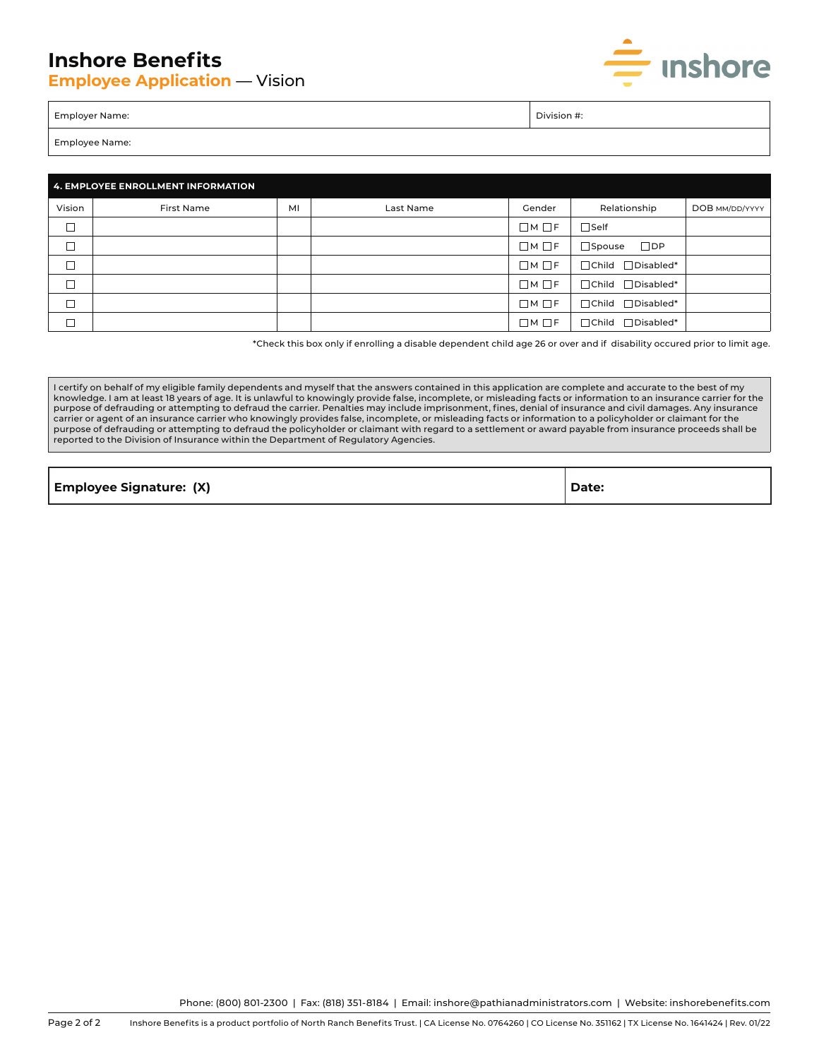# Inshore Benefits

## Employee Application — Vision

| Employer Name: | Division #: |
|---|---|
| Employee Name: | |

### 4. EMPLOYEE ENROLLMENT INFORMATION

| Vision | First Name | MI | Last Name | Gender | Relationship | DOB MM/DD/YYYY |
|---|---|---|---|---|---|---|
| ☐ | | | | ☐M ☐F | ☐Self | |
| ☐ | | | | ☐M ☐F | ☐Spouse ☐DP | |
| ☐ | | | | ☐M ☐F | ☐Child ☐Disabled* | |
| ☐ | | | | ☐M ☐F | ☐Child ☐Disabled* | |
| ☐ | | | | ☐M ☐F | ☐Child ☐Disabled* | |
| ☐ | | | | ☐M ☐F | ☐Child ☐Disabled* | |

*Check this box only if enrolling a disable dependent child age 26 or over and if disability occured prior to limit age.

I certify on behalf of my eligible family dependents and myself that the answers contained in this application are complete and accurate to the best of my knowledge. I am at least 18 years of age. It is unlawful to knowingly provide false, incomplete, or misleading facts or information to an insurance carrier for the purpose of defrauding or attempting to defraud the carrier. Penalties may include imprisonment, fines, denial of insurance and civil damages. Any insurance carrier or agent of an insurance carrier who knowingly provides false, incomplete, or misleading facts or information to a policyholder or claimant for the purpose of defrauding or attempting to defraud the policyholder or claimant with regard to a settlement or award payable from insurance proceeds shall be reported to the Division of Insurance within the Department of Regulatory Agencies.

| **Employee Signature: (X)** | **Date:** |
|---|---|

Phone: (800) 801-2300 | Fax: (818) 351-8184 | Email: inshore@pathianadministrators.com | Website: inshorebenefits.com

Inshore Benefits is a product portfolio of North Ranch Benefits Trust. | CA License No. 0764260 | CO License No. 351162 | TX License No. 1641424 | Rev. 01/22